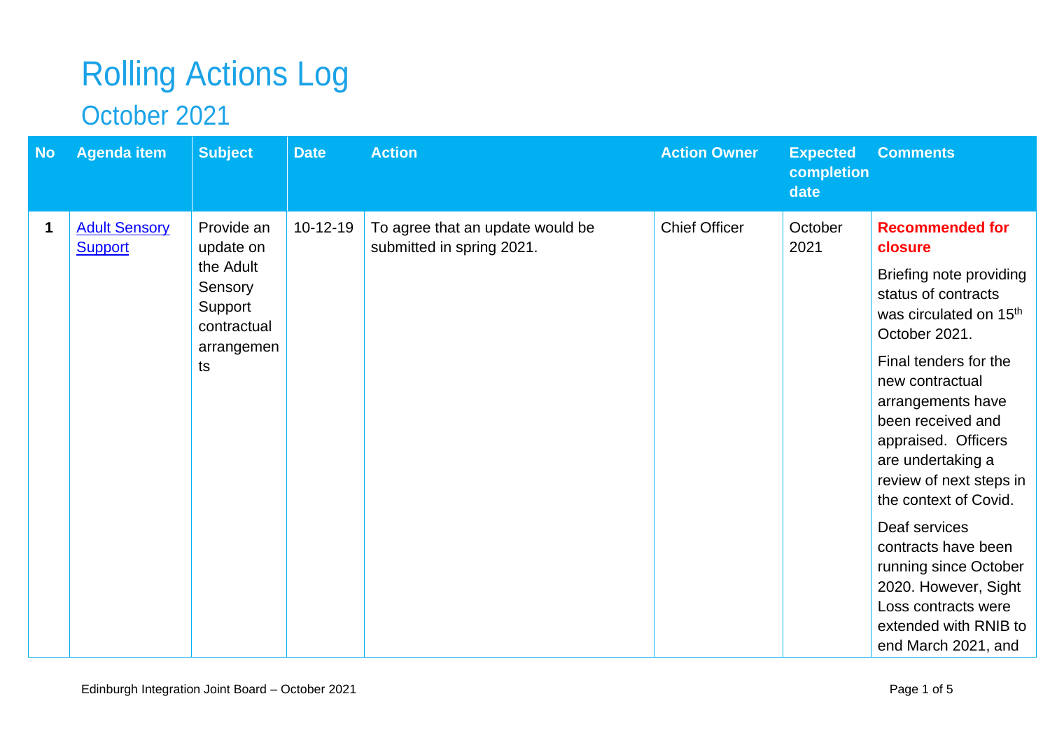# Rolling Actions Log

## October 2021

| No | Agenda item | Subject | Date | Action | Action Owner | Expected completion date | Comments |
|---|---|---|---|---|---|---|---|
| **1** | Adult Sensory Support | Provide an update on the Adult Sensory Support contractual arrangements | 10-12-19 | To agree that an update would be submitted in spring 2021. | Chief Officer | October 2021 | **Recommended for closure** Briefing note providing status of contracts was circulated on 15th October 2021. Final tenders for the new contractual arrangements have been received and appraised. Officers are undertaking a review of next steps in the context of Covid. Deaf services contracts have been running since October 2020. However, Sight Loss contracts were extended with RNIB to end March 2021, and |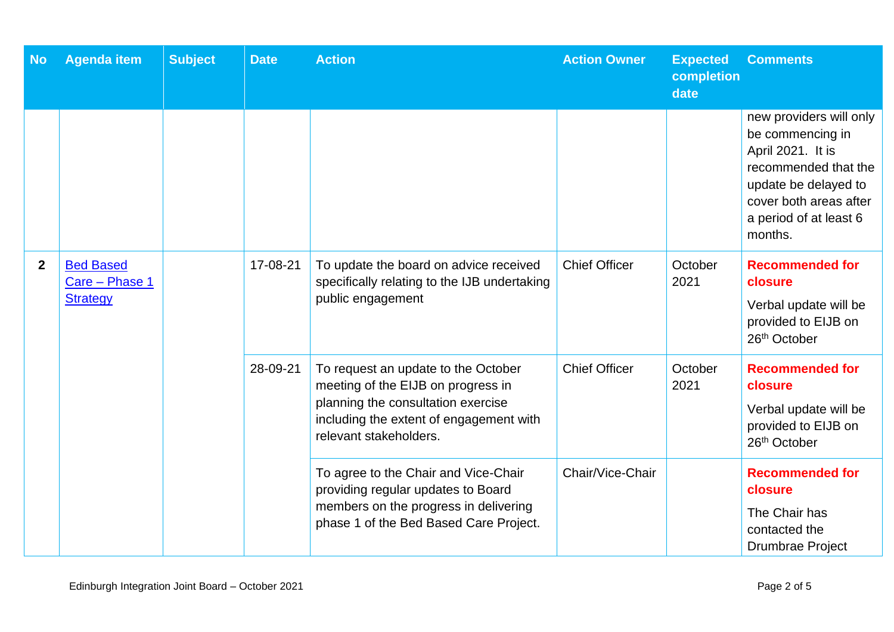| No | Agenda item | Subject | Date | Action | Action Owner | Expected completion date | Comments |
|---|---|---|---|---|---|---|---|
| | | | | | | | new providers will only be commencing in April 2021. It is recommended that the update be delayed to cover both areas after a period of at least 6 months. |
| 2 | Bed Based Care – Phase 1 Strategy | | 17-08-21 | To update the board on advice received specifically relating to the IJB undertaking public engagement | Chief Officer | October 2021 | **Recommended for closure** Verbal update will be provided to EIJB on 26th October |
| | | | 28-09-21 | To request an update to the October meeting of the EIJB on progress in planning the consultation exercise including the extent of engagement with relevant stakeholders. | Chief Officer | October 2021 | **Recommended for closure** Verbal update will be provided to EIJB on 26th October |
| | | | | To agree to the Chair and Vice-Chair providing regular updates to Board members on the progress in delivering phase 1 of the Bed Based Care Project. | Chair/Vice-Chair | | **Recommended for closure** The Chair has contacted the Drumbrae Project |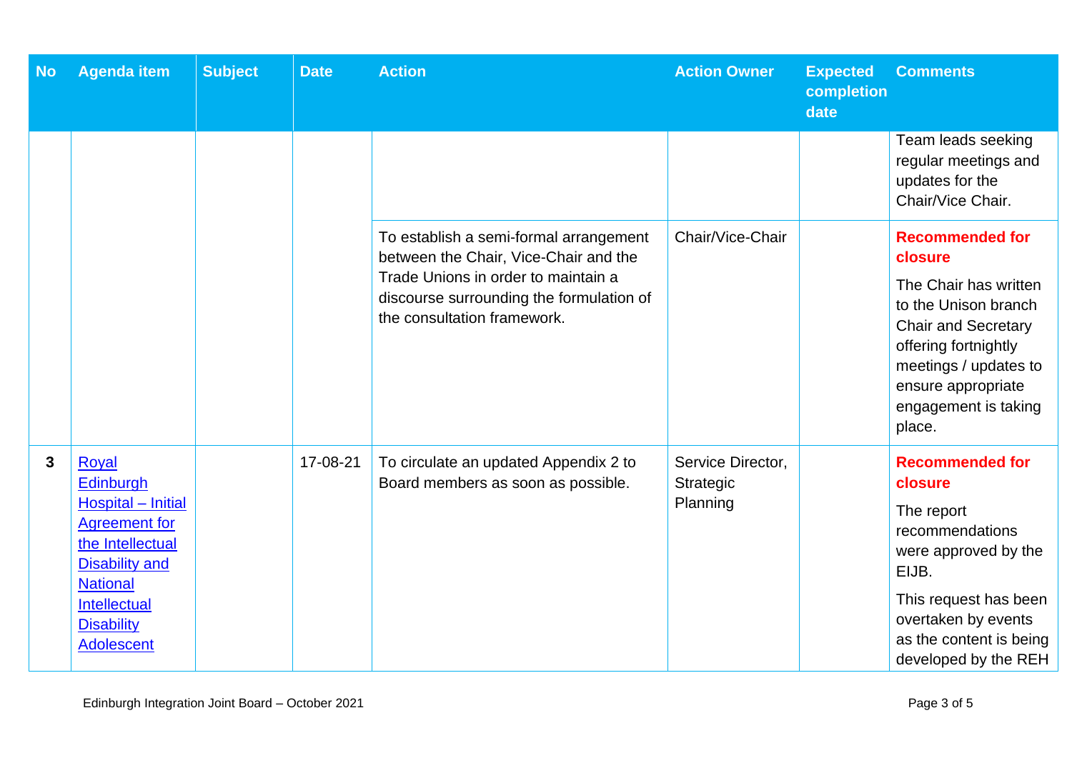| No | Agenda item | Subject | Date | Action | Action Owner | Expected completion date | Comments |
|---|---|---|---|---|---|---|---|
| | | | | | | | Team leads seeking regular meetings and updates for the Chair/Vice Chair. |
| | | | | To establish a semi-formal arrangement between the Chair, Vice-Chair and the Trade Unions in order to maintain a discourse surrounding the formulation of the consultation framework. | Chair/Vice-Chair | | **Recommended for closure** The Chair has written to the Unison branch Chair and Secretary offering fortnightly meetings / updates to ensure appropriate engagement is taking place. |
| **3** | Royal Edinburgh Hospital – Initial Agreement for the Intellectual Disability and National Intellectual Disability Adolescent | | 17-08-21 | To circulate an updated Appendix 2 to Board members as soon as possible. | Service Director, Strategic Planning | | **Recommended for closure** The report recommendations were approved by the EIJB. This request has been overtaken by events as the content is being developed by the REH |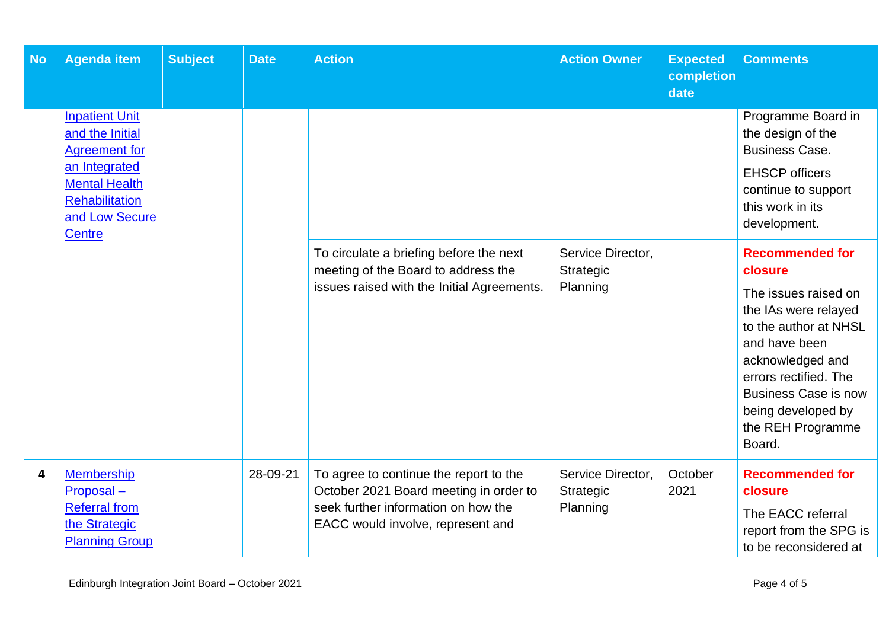| No | Agenda item | Subject | Date | Action | Action Owner | Expected completion date | Comments |
|---|---|---|---|---|---|---|---|
| | Inpatient Unit and the Initial Agreement for an Integrated Mental Health Rehabilitation and Low Secure Centre | | | | | | Programme Board in the design of the Business Case.<br><br>EHSCP officers continue to support this work in its development. |
| | | | | To circulate a briefing before the next meeting of the Board to address the issues raised with the Initial Agreements. | Service Director, Strategic Planning | | **Recommended for closure**<br><br>The issues raised on the IAs were relayed to the author at NHSL and have been acknowledged and errors rectified. The Business Case is now being developed by the REH Programme Board. |
| **4** | Membership Proposal – Referral from the Strategic Planning Group | | 28-09-21 | To agree to continue the report to the October 2021 Board meeting in order to seek further information on how the EACC would involve, represent and | Service Director, Strategic Planning | October 2021 | **Recommended for closure**<br><br>The EACC referral report from the SPG is to be reconsidered at |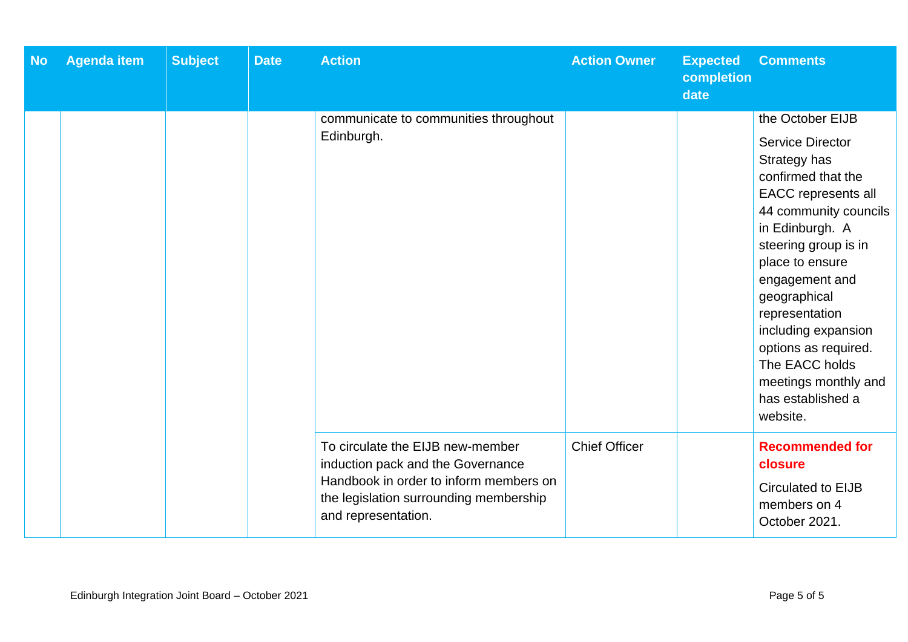| No | Agenda item | Subject | Date | Action | Action Owner | Expected completion date | Comments |
|---|---|---|---|---|---|---|---|
| | | | | communicate to communities throughout Edinburgh. | | | the October EIJB<br><br>Service Director Strategy has confirmed that the EACC represents all 44 community councils in Edinburgh. A steering group is in place to ensure engagement and geographical representation including expansion options as required. The EACC holds meetings monthly and has established a website. |
| | | | | To circulate the EIJB new-member induction pack and the Governance Handbook in order to inform members on the legislation surrounding membership and representation. | Chief Officer | | **Recommended for closure**<br><br>Circulated to EIJB members on 4 October 2021. |